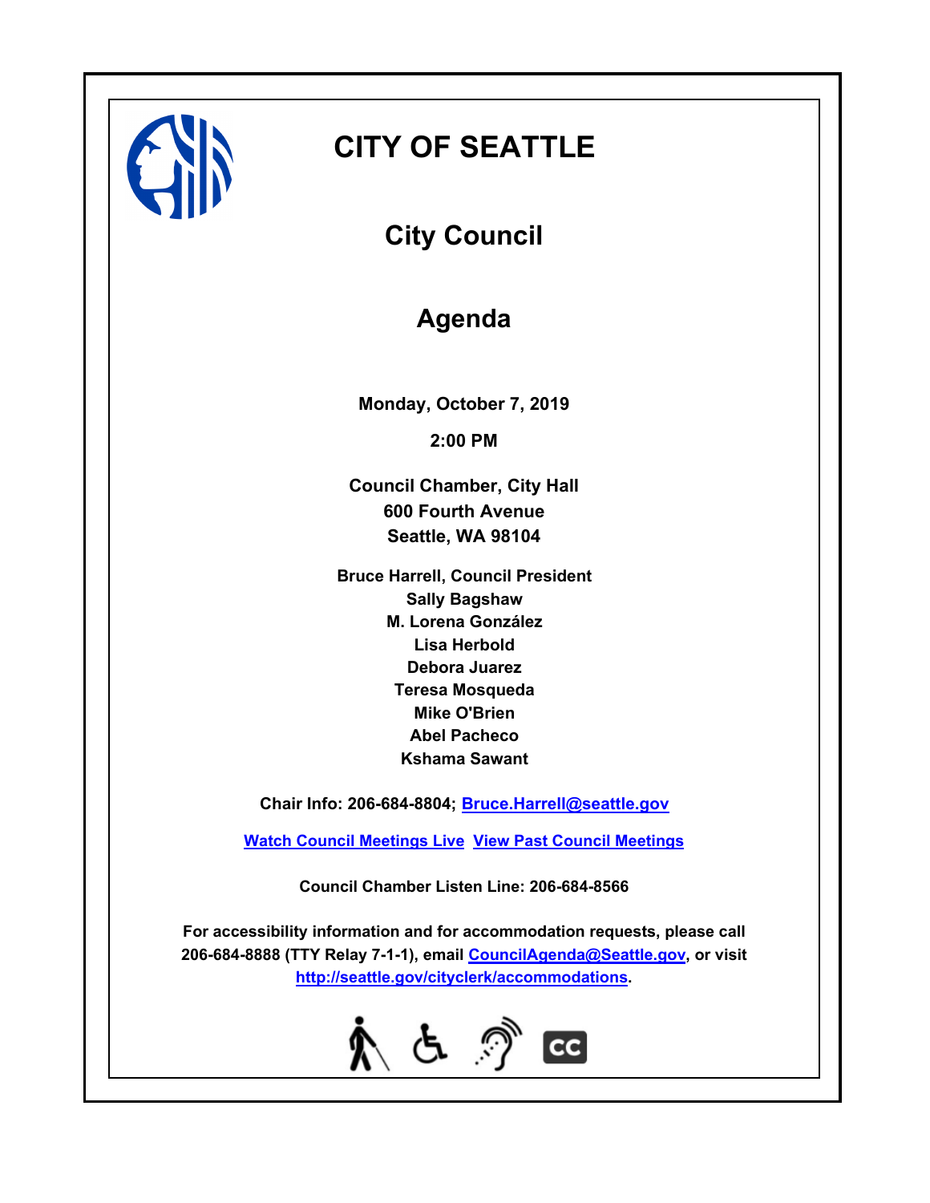# CITY OF SEATTLE

## City Council

## Agenda

**Monday, October 7, 2019**

**2:00 PM**

**Council Chamber, City Hall**
**600 Fourth Avenue**
**Seattle, WA 98104**

**Bruce Harrell, Council President**
**Sally Bagshaw**
**M. Lorena González**
**Lisa Herbold**
**Debora Juarez**
**Teresa Mosqueda**
**Mike O'Brien**
**Abel Pacheco**
**Kshama Sawant**

**Chair Info: 206-684-8804; Bruce.Harrell@seattle.gov**

**Watch Council Meetings Live  View Past Council Meetings**

**Council Chamber Listen Line: 206-684-8566**

**For accessibility information and for accommodation requests, please call 206-684-8888 (TTY Relay 7-1-1), email CouncilAgenda@Seattle.gov, or visit http://seattle.gov/cityclerk/accommodations.**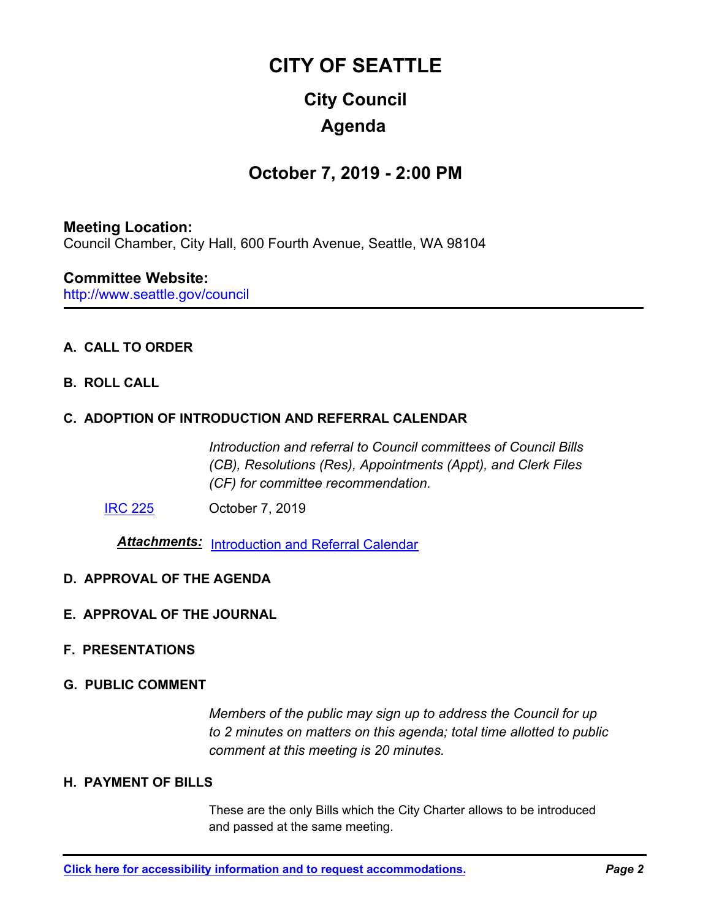# CITY OF SEATTLE

## City Council

## Agenda

## October 7, 2019 - 2:00 PM

**Meeting Location:**
Council Chamber, City Hall, 600 Fourth Avenue, Seattle, WA 98104

**Committee Website:**
http://www.seattle.gov/council

---

**A. CALL TO ORDER**

**B. ROLL CALL**

**C. ADOPTION OF INTRODUCTION AND REFERRAL CALENDAR**

*Introduction and referral to Council committees of Council Bills (CB), Resolutions (Res), Appointments (Appt), and Clerk Files (CF) for committee recommendation.*

IRC 225 October 7, 2019

***Attachments:*** Introduction and Referral Calendar

**D. APPROVAL OF THE AGENDA**

**E. APPROVAL OF THE JOURNAL**

**F. PRESENTATIONS**

**G. PUBLIC COMMENT**

*Members of the public may sign up to address the Council for up to 2 minutes on matters on this agenda; total time allotted to public comment at this meeting is 20 minutes.*

**H. PAYMENT OF BILLS**

These are the only Bills which the City Charter allows to be introduced and passed at the same meeting.

**Click here for accessibility information and to request accommodations.**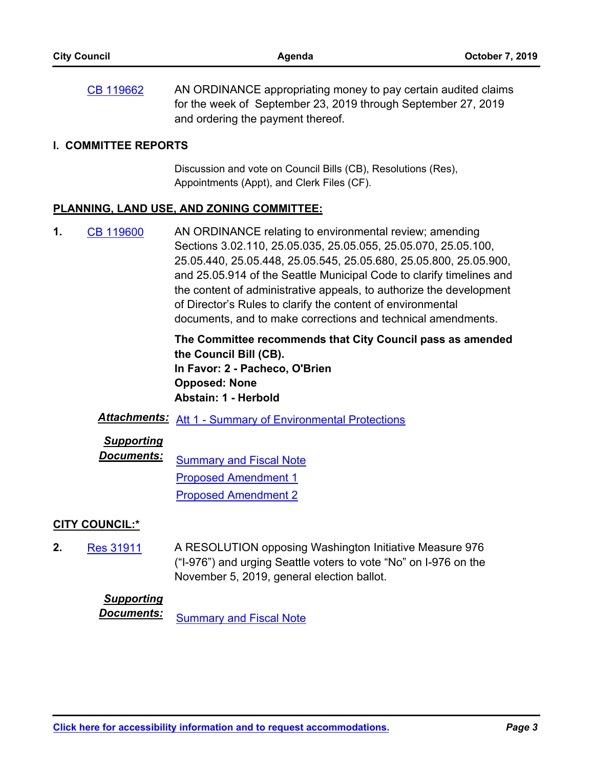CB 119662 AN ORDINANCE appropriating money to pay certain audited claims for the week of September 23, 2019 through September 27, 2019 and ordering the payment thereof.

## I. COMMITTEE REPORTS

Discussion and vote on Council Bills (CB), Resolutions (Res), Appointments (Appt), and Clerk Files (CF).

### PLANNING, LAND USE, AND ZONING COMMITTEE:

**1.** CB 119600 AN ORDINANCE relating to environmental review; amending Sections 3.02.110, 25.05.035, 25.05.055, 25.05.070, 25.05.100, 25.05.440, 25.05.448, 25.05.545, 25.05.680, 25.05.800, 25.05.900, and 25.05.914 of the Seattle Municipal Code to clarify timelines and the content of administrative appeals, to authorize the development of Director's Rules to clarify the content of environmental documents, and to make corrections and technical amendments.

**The Committee recommends that City Council pass as amended the Council Bill (CB).**
**In Favor: 2 - Pacheco, O'Brien**
**Opposed: None**
**Abstain: 1 - Herbold**

***Attachments:*** Att 1 - Summary of Environmental Protections

***Supporting Documents:*** Summary and Fiscal Note
Proposed Amendment 1
Proposed Amendment 2

### CITY COUNCIL:*

**2.** Res 31911 A RESOLUTION opposing Washington Initiative Measure 976 ("I-976") and urging Seattle voters to vote "No" on I-976 on the November 5, 2019, general election ballot.

***Supporting Documents:*** Summary and Fiscal Note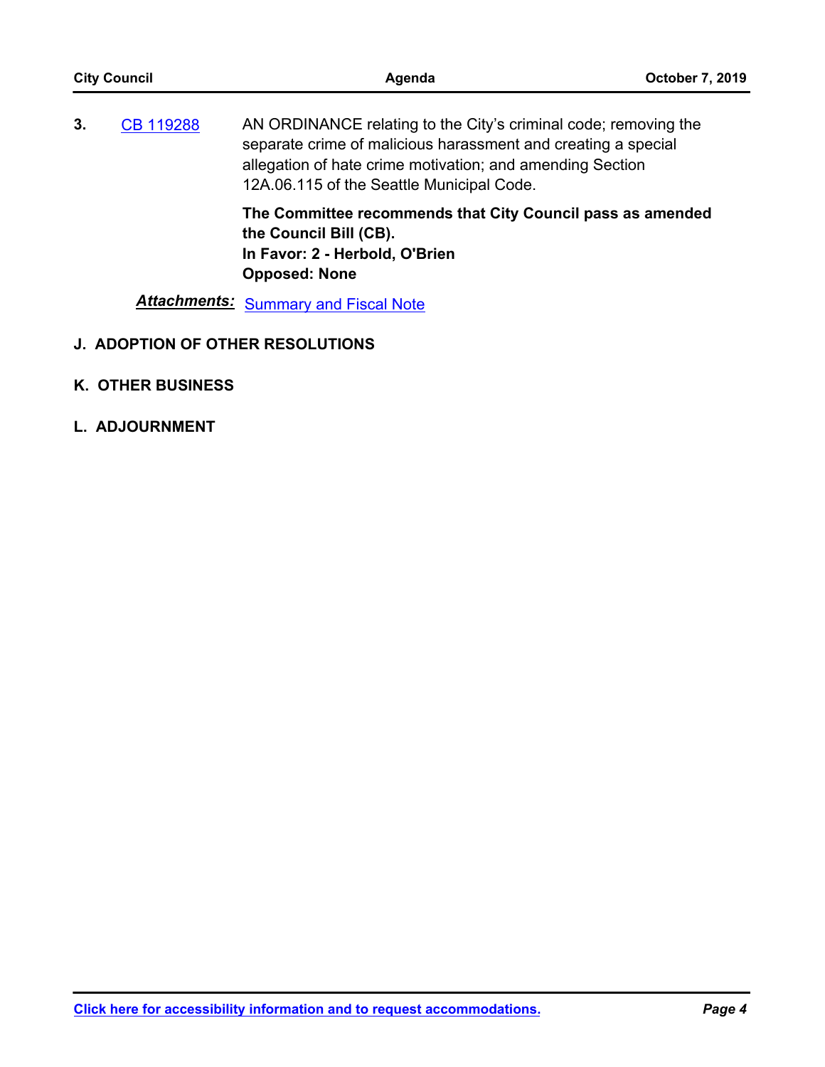3. CB 119288 AN ORDINANCE relating to the City's criminal code; removing the separate crime of malicious harassment and creating a special allegation of hate crime motivation; and amending Section 12A.06.115 of the Seattle Municipal Code.

**The Committee recommends that City Council pass as amended the Council Bill (CB).**
**In Favor: 2 - Herbold, O'Brien**
**Opposed: None**

***Attachments:*** Summary and Fiscal Note

## J. ADOPTION OF OTHER RESOLUTIONS

## K. OTHER BUSINESS

## L. ADJOURNMENT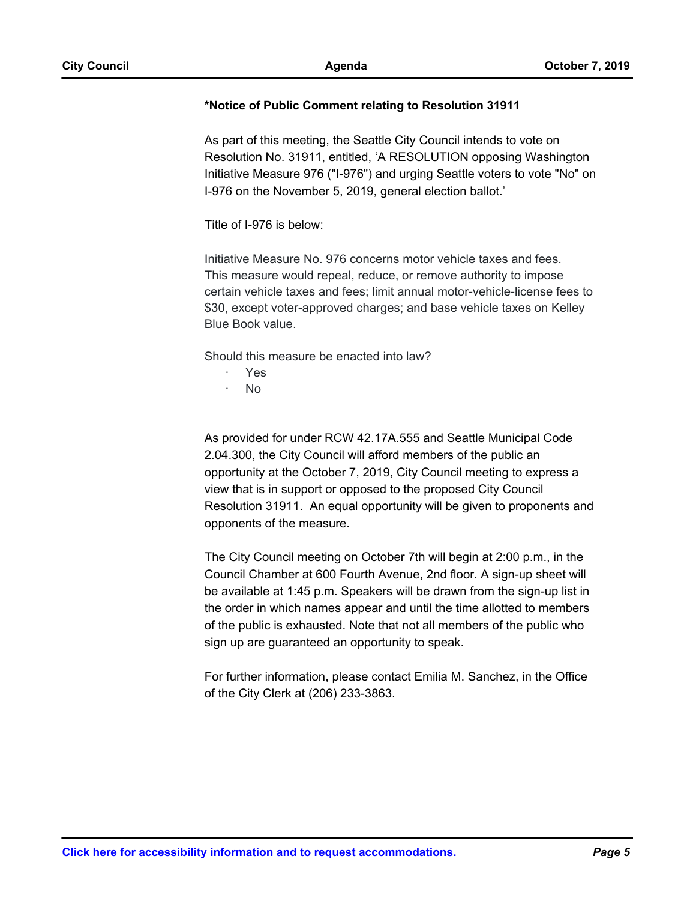**\*Notice of Public Comment relating to Resolution 31911**

As part of this meeting, the Seattle City Council intends to vote on Resolution No. 31911, entitled, ‘A RESOLUTION opposing Washington Initiative Measure 976 ("I-976") and urging Seattle voters to vote "No" on I-976 on the November 5, 2019, general election ballot.’

Title of I-976 is below:

Initiative Measure No. 976 concerns motor vehicle taxes and fees. This measure would repeal, reduce, or remove authority to impose certain vehicle taxes and fees; limit annual motor-vehicle-license fees to $30, except voter-approved charges; and base vehicle taxes on Kelley Blue Book value.

Should this measure be enacted into law?

- Yes
- No

As provided for under RCW 42.17A.555 and Seattle Municipal Code 2.04.300, the City Council will afford members of the public an opportunity at the October 7, 2019, City Council meeting to express a view that is in support or opposed to the proposed City Council Resolution 31911. An equal opportunity will be given to proponents and opponents of the measure.

The City Council meeting on October 7th will begin at 2:00 p.m., in the Council Chamber at 600 Fourth Avenue, 2nd floor. A sign-up sheet will be available at 1:45 p.m. Speakers will be drawn from the sign-up list in the order in which names appear and until the time allotted to members of the public is exhausted. Note that not all members of the public who sign up are guaranteed an opportunity to speak.

For further information, please contact Emilia M. Sanchez, in the Office of the City Clerk at (206) 233-3863.